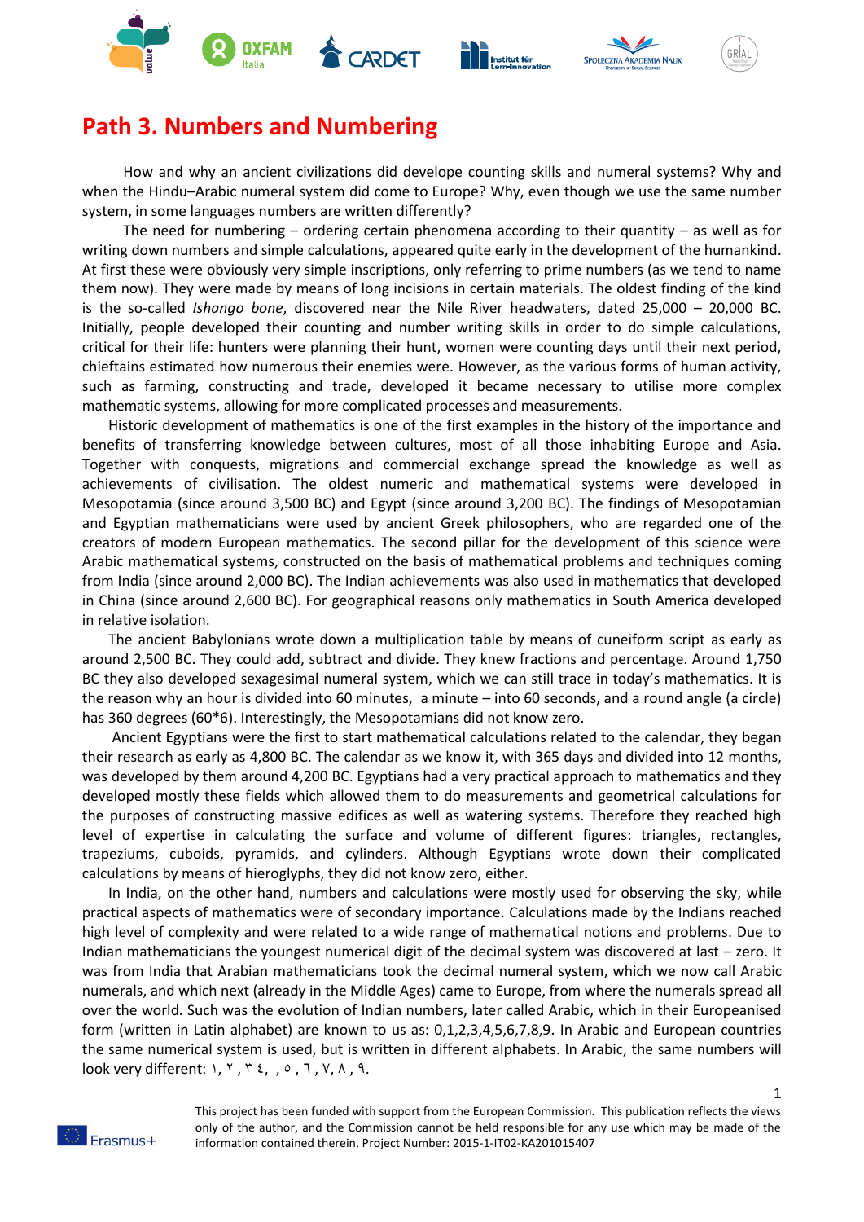# Path 3. Numbers and Numbering

How and why an ancient civilizations did develope counting skills and numeral systems? Why and when the Hindu–Arabic numeral system did come to Europe? Why, even though we use the same number system, in some languages numbers are written differently?

The need for numbering – ordering certain phenomena according to their quantity – as well as for writing down numbers and simple calculations, appeared quite early in the development of the humankind. At first these were obviously very simple inscriptions, only referring to prime numbers (as we tend to name them now). They were made by means of long incisions in certain materials. The oldest finding of the kind is the so-called *Ishango bone*, discovered near the Nile River headwaters, dated 25,000 – 20,000 BC. Initially, people developed their counting and number writing skills in order to do simple calculations, critical for their life: hunters were planning their hunt, women were counting days until their next period, chieftains estimated how numerous their enemies were. However, as the various forms of human activity, such as farming, constructing and trade, developed it became necessary to utilise more complex mathematic systems, allowing for more complicated processes and measurements.

Historic development of mathematics is one of the first examples in the history of the importance and benefits of transferring knowledge between cultures, most of all those inhabiting Europe and Asia. Together with conquests, migrations and commercial exchange spread the knowledge as well as achievements of civilisation. The oldest numeric and mathematical systems were developed in Mesopotamia (since around 3,500 BC) and Egypt (since around 3,200 BC). The findings of Mesopotamian and Egyptian mathematicians were used by ancient Greek philosophers, who are regarded one of the creators of modern European mathematics. The second pillar for the development of this science were Arabic mathematical systems, constructed on the basis of mathematical problems and techniques coming from India (since around 2,000 BC). The Indian achievements was also used in mathematics that developed in China (since around 2,600 BC). For geographical reasons only mathematics in South America developed in relative isolation.

The ancient Babylonians wrote down a multiplication table by means of cuneiform script as early as around 2,500 BC. They could add, subtract and divide. They knew fractions and percentage. Around 1,750 BC they also developed sexagesimal numeral system, which we can still trace in today's mathematics. It is the reason why an hour is divided into 60 minutes, a minute – into 60 seconds, and a round angle (a circle) has 360 degrees (60*6). Interestingly, the Mesopotamians did not know zero.

Ancient Egyptians were the first to start mathematical calculations related to the calendar, they began their research as early as 4,800 BC. The calendar as we know it, with 365 days and divided into 12 months, was developed by them around 4,200 BC. Egyptians had a very practical approach to mathematics and they developed mostly these fields which allowed them to do measurements and geometrical calculations for the purposes of constructing massive edifices as well as watering systems. Therefore they reached high level of expertise in calculating the surface and volume of different figures: triangles, rectangles, trapeziums, cuboids, pyramids, and cylinders. Although Egyptians wrote down their complicated calculations by means of hieroglyphs, they did not know zero, either.

In India, on the other hand, numbers and calculations were mostly used for observing the sky, while practical aspects of mathematics were of secondary importance. Calculations made by the Indians reached high level of complexity and were related to a wide range of mathematical notions and problems. Due to Indian mathematicians the youngest numerical digit of the decimal system was discovered at last – zero. It was from India that Arabian mathematicians took the decimal numeral system, which we now call Arabic numerals, and which next (already in the Middle Ages) came to Europe, from where the numerals spread all over the world. Such was the evolution of Indian numbers, later called Arabic, which in their Europeanised form (written in Latin alphabet) are known to us as: 0,1,2,3,4,5,6,7,8,9. In Arabic and European countries the same numerical system is used, but is written in different alphabets. In Arabic, the same numbers will look very different: ١, ٢ , ٣ ٤, , ٥ , ٦ , ٧, ٨ , ٩.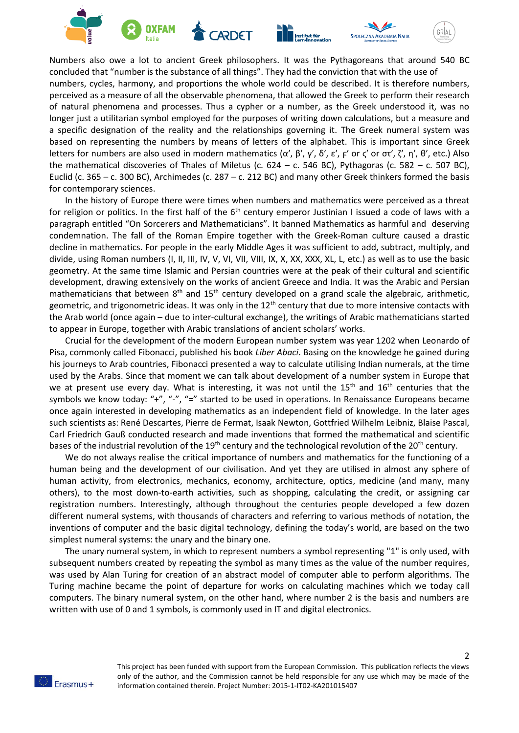Numbers also owe a lot to ancient Greek philosophers. It was the Pythagoreans that around 540 BC concluded that "number is the substance of all things". They had the conviction that with the use of numbers, cycles, harmony, and proportions the whole world could be described. It is therefore numbers, perceived as a measure of all the observable phenomena, that allowed the Greek to perform their research of natural phenomena and processes. Thus a cypher or a number, as the Greek understood it, was no longer just a utilitarian symbol employed for the purposes of writing down calculations, but a measure and a specific designation of the reality and the relationships governing it. The Greek numeral system was based on representing the numbers by means of letters of the alphabet. This is important since Greek letters for numbers are also used in modern mathematics (α′, β′, γ′, δ′, ε′, ϝ′ or ς′ or στ′, ζ′, η′, θ′, etc.) Also the mathematical discoveries of Thales of Miletus (c. 624 – c. 546 BC), Pythagoras (c. 582 – c. 507 BC), Euclid (c. 365 – c. 300 BC), Archimedes (c. 287 – c. 212 BC) and many other Greek thinkers formed the basis for contemporary sciences.

In the history of Europe there were times when numbers and mathematics were perceived as a threat for religion or politics. In the first half of the 6th century emperor Justinian I issued a code of laws with a paragraph entitled "On Sorcerers and Mathematicians". It banned Mathematics as harmful and deserving condemnation. The fall of the Roman Empire together with the Greek-Roman culture caused a drastic decline in mathematics. For people in the early Middle Ages it was sufficient to add, subtract, multiply, and divide, using Roman numbers (I, II, III, IV, V, VI, VII, VIII, IX, X, XX, XXX, XL, L, etc.) as well as to use the basic geometry. At the same time Islamic and Persian countries were at the peak of their cultural and scientific development, drawing extensively on the works of ancient Greece and India. It was the Arabic and Persian mathematicians that between 8th and 15th century developed on a grand scale the algebraic, arithmetic, geometric, and trigonometric ideas. It was only in the 12th century that due to more intensive contacts with the Arab world (once again – due to inter-cultural exchange), the writings of Arabic mathematicians started to appear in Europe, together with Arabic translations of ancient scholars' works.

Crucial for the development of the modern European number system was year 1202 when Leonardo of Pisa, commonly called Fibonacci, published his book *Liber Abaci*. Basing on the knowledge he gained during his journeys to Arab countries, Fibonacci presented a way to calculate utilising Indian numerals, at the time used by the Arabs. Since that moment we can talk about development of a number system in Europe that we at present use every day. What is interesting, it was not until the 15th and 16th centuries that the symbols we know today: "+", "-", "=" started to be used in operations. In Renaissance Europeans became once again interested in developing mathematics as an independent field of knowledge. In the later ages such scientists as: René Descartes, Pierre de Fermat, Isaak Newton, Gottfried Wilhelm Leibniz, Blaise Pascal, Carl Friedrich Gauß conducted research and made inventions that formed the mathematical and scientific bases of the industrial revolution of the 19th century and the technological revolution of the 20th century.

We do not always realise the critical importance of numbers and mathematics for the functioning of a human being and the development of our civilisation. And yet they are utilised in almost any sphere of human activity, from electronics, mechanics, economy, architecture, optics, medicine (and many, many others), to the most down-to-earth activities, such as shopping, calculating the credit, or assigning car registration numbers. Interestingly, although throughout the centuries people developed a few dozen different numeral systems, with thousands of characters and referring to various methods of notation, the inventions of computer and the basic digital technology, defining the today's world, are based on the two simplest numeral systems: the unary and the binary one.

The unary numeral system, in which to represent numbers a symbol representing "1" is only used, with subsequent numbers created by repeating the symbol as many times as the value of the number requires, was used by Alan Turing for creation of an abstract model of computer able to perform algorithms. The Turing machine became the point of departure for works on calculating machines which we today call computers. The binary numeral system, on the other hand, where number 2 is the basis and numbers are written with use of 0 and 1 symbols, is commonly used in IT and digital electronics.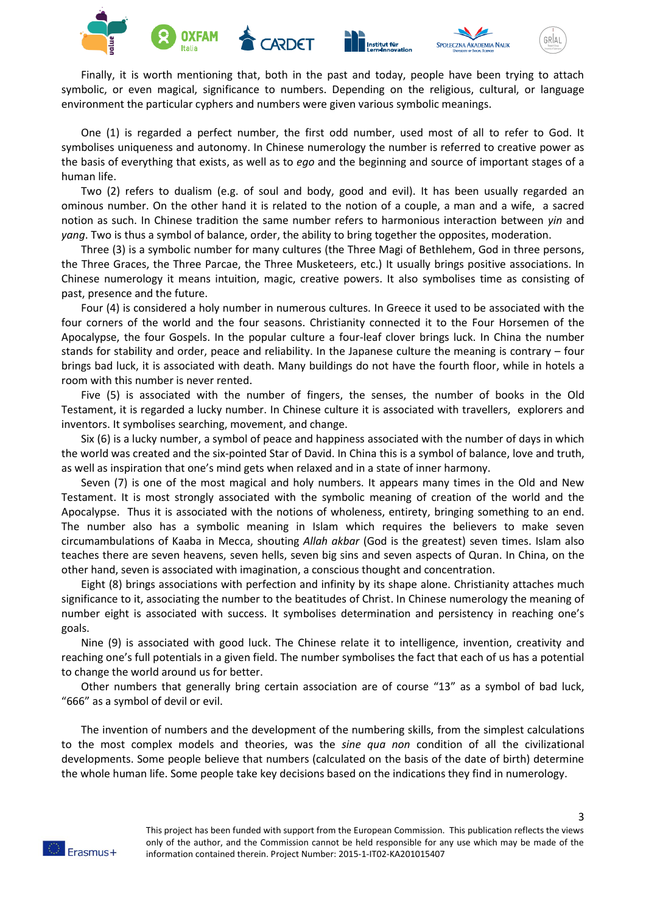Finally, it is worth mentioning that, both in the past and today, people have been trying to attach symbolic, or even magical, significance to numbers. Depending on the religious, cultural, or language environment the particular cyphers and numbers were given various symbolic meanings.

One (1) is regarded a perfect number, the first odd number, used most of all to refer to God. It symbolises uniqueness and autonomy. In Chinese numerology the number is referred to creative power as the basis of everything that exists, as well as to *ego* and the beginning and source of important stages of a human life.

Two (2) refers to dualism (e.g. of soul and body, good and evil). It has been usually regarded an ominous number. On the other hand it is related to the notion of a couple, a man and a wife, a sacred notion as such. In Chinese tradition the same number refers to harmonious interaction between *yin* and *yang*. Two is thus a symbol of balance, order, the ability to bring together the opposites, moderation.

Three (3) is a symbolic number for many cultures (the Three Magi of Bethlehem, God in three persons, the Three Graces, the Three Parcae, the Three Musketeers, etc.) It usually brings positive associations. In Chinese numerology it means intuition, magic, creative powers. It also symbolises time as consisting of past, presence and the future.

Four (4) is considered a holy number in numerous cultures. In Greece it used to be associated with the four corners of the world and the four seasons. Christianity connected it to the Four Horsemen of the Apocalypse, the four Gospels. In the popular culture a four-leaf clover brings luck. In China the number stands for stability and order, peace and reliability. In the Japanese culture the meaning is contrary – four brings bad luck, it is associated with death. Many buildings do not have the fourth floor, while in hotels a room with this number is never rented.

Five (5) is associated with the number of fingers, the senses, the number of books in the Old Testament, it is regarded a lucky number. In Chinese culture it is associated with travellers, explorers and inventors. It symbolises searching, movement, and change.

Six (6) is a lucky number, a symbol of peace and happiness associated with the number of days in which the world was created and the six-pointed Star of David. In China this is a symbol of balance, love and truth, as well as inspiration that one's mind gets when relaxed and in a state of inner harmony.

Seven (7) is one of the most magical and holy numbers. It appears many times in the Old and New Testament. It is most strongly associated with the symbolic meaning of creation of the world and the Apocalypse. Thus it is associated with the notions of wholeness, entirety, bringing something to an end. The number also has a symbolic meaning in Islam which requires the believers to make seven circumambulations of Kaaba in Mecca, shouting *Allah akbar* (God is the greatest) seven times. Islam also teaches there are seven heavens, seven hells, seven big sins and seven aspects of Quran. In China, on the other hand, seven is associated with imagination, a conscious thought and concentration.

Eight (8) brings associations with perfection and infinity by its shape alone. Christianity attaches much significance to it, associating the number to the beatitudes of Christ. In Chinese numerology the meaning of number eight is associated with success. It symbolises determination and persistency in reaching one's goals.

Nine (9) is associated with good luck. The Chinese relate it to intelligence, invention, creativity and reaching one's full potentials in a given field. The number symbolises the fact that each of us has a potential to change the world around us for better.

Other numbers that generally bring certain association are of course "13" as a symbol of bad luck, "666" as a symbol of devil or evil.

The invention of numbers and the development of the numbering skills, from the simplest calculations to the most complex models and theories, was the *sine qua non* condition of all the civilizational developments. Some people believe that numbers (calculated on the basis of the date of birth) determine the whole human life. Some people take key decisions based on the indications they find in numerology.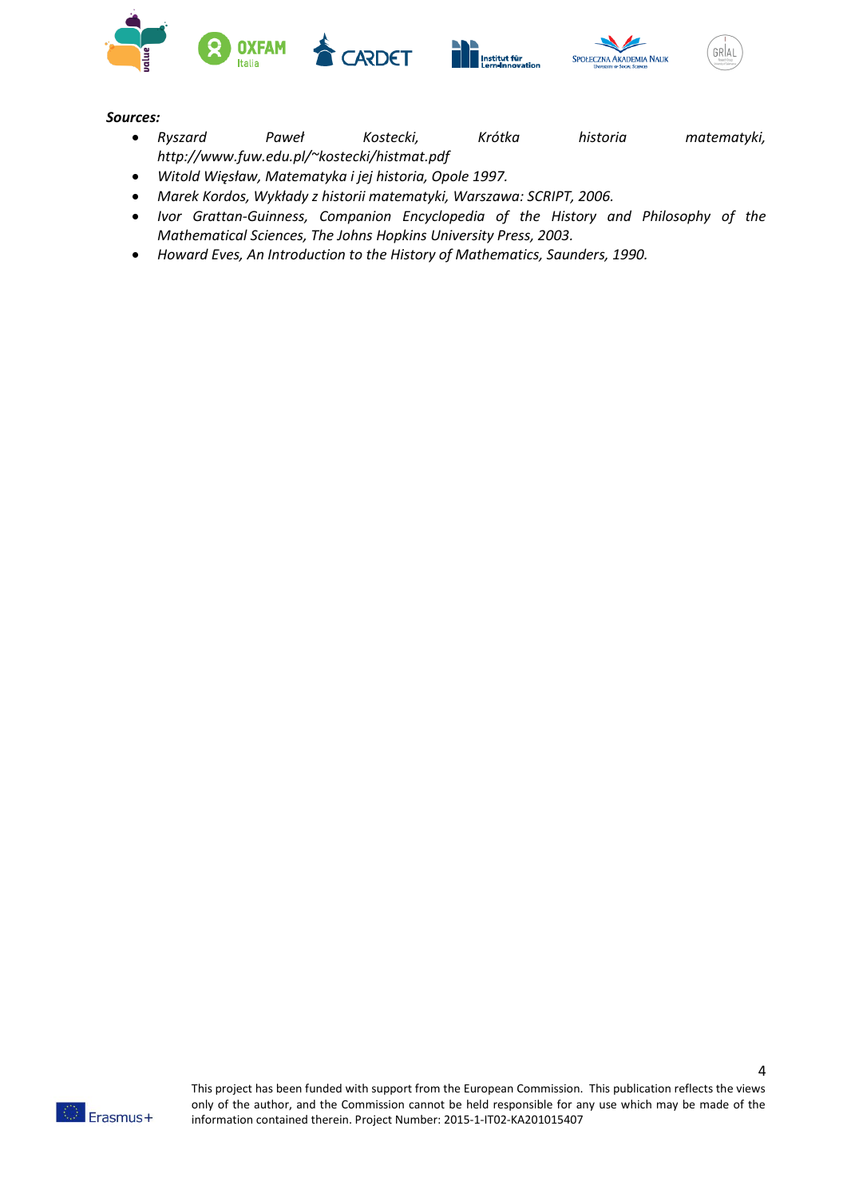***Sources:***

- *Ryszard Paweł Kostecki, Krótka historia matematyki, http://www.fuw.edu.pl/~kostecki/histmat.pdf*
- *Witold Więsław, Matematyka i jej historia, Opole 1997.*
- *Marek Kordos, Wykłady z historii matematyki, Warszawa: SCRIPT, 2006.*
- *Ivor Grattan-Guinness, Companion Encyclopedia of the History and Philosophy of the Mathematical Sciences, The Johns Hopkins University Press, 2003.*
- *Howard Eves, An Introduction to the History of Mathematics, Saunders, 1990.*

This project has been funded with support from the European Commission. This publication reflects the views only of the author, and the Commission cannot be held responsible for any use which may be made of the information contained therein. Project Number: 2015-1-IT02-KA201015407